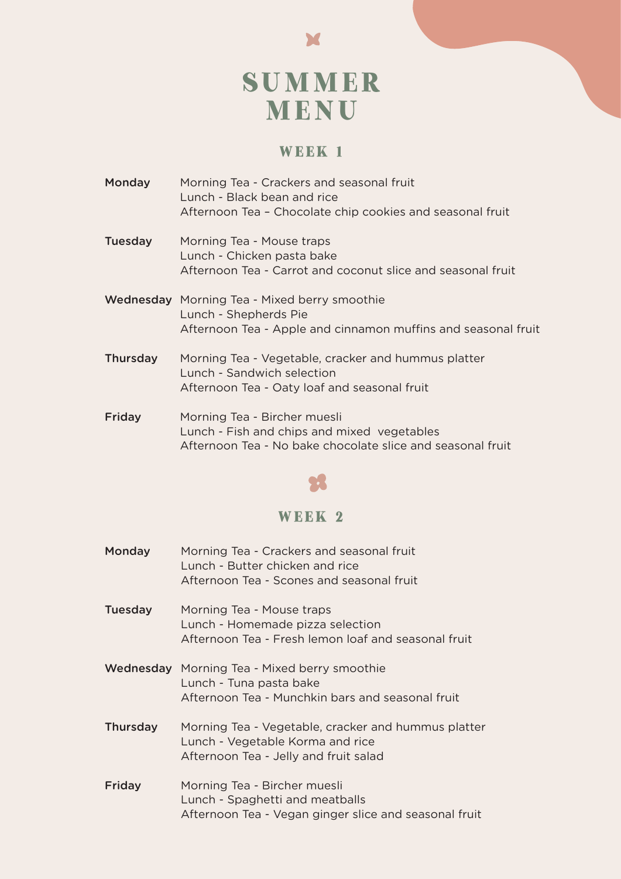# SUMMER MENU

## WEEK 1

**Monday**
Morning Tea - Crackers and seasonal fruit
Lunch - Black bean and rice
Afternoon Tea – Chocolate chip cookies and seasonal fruit

**Tuesday**
Morning Tea - Mouse traps
Lunch - Chicken pasta bake
Afternoon Tea - Carrot and coconut slice and seasonal fruit

**Wednesday**
Morning Tea - Mixed berry smoothie
Lunch - Shepherds Pie
Afternoon Tea - Apple and cinnamon muffins and seasonal fruit

**Thursday**
Morning Tea - Vegetable, cracker and hummus platter
Lunch - Sandwich selection
Afternoon Tea - Oaty loaf and seasonal fruit

**Friday**
Morning Tea - Bircher muesli
Lunch - Fish and chips and mixed vegetables
Afternoon Tea - No bake chocolate slice and seasonal fruit

## WEEK 2

**Monday**
Morning Tea - Crackers and seasonal fruit
Lunch - Butter chicken and rice
Afternoon Tea - Scones and seasonal fruit

**Tuesday**
Morning Tea - Mouse traps
Lunch - Homemade pizza selection
Afternoon Tea - Fresh lemon loaf and seasonal fruit

**Wednesday**
Morning Tea - Mixed berry smoothie
Lunch - Tuna pasta bake
Afternoon Tea - Munchkin bars and seasonal fruit

**Thursday**
Morning Tea - Vegetable, cracker and hummus platter
Lunch - Vegetable Korma and rice
Afternoon Tea - Jelly and fruit salad

**Friday**
Morning Tea - Bircher muesli
Lunch - Spaghetti and meatballs
Afternoon Tea - Vegan ginger slice and seasonal fruit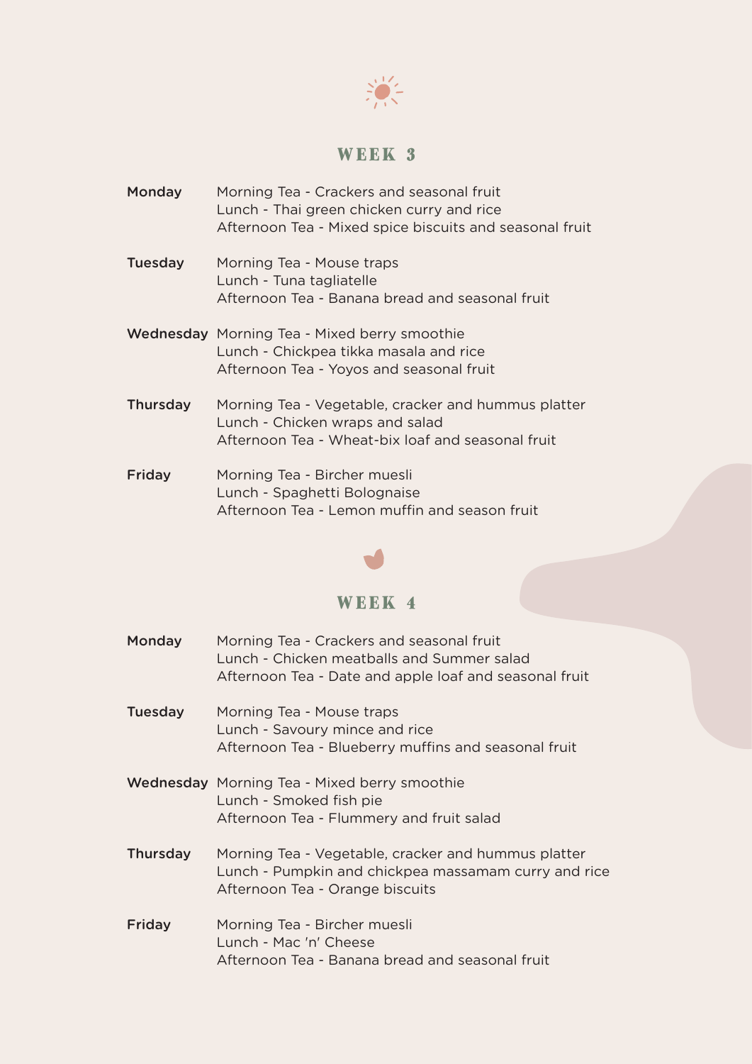## WEEK 3

| | |
|---|---|
| **Monday** | Morning Tea - Crackers and seasonal fruit<br>Lunch - Thai green chicken curry and rice<br>Afternoon Tea - Mixed spice biscuits and seasonal fruit |
| **Tuesday** | Morning Tea - Mouse traps<br>Lunch - Tuna tagliatelle<br>Afternoon Tea - Banana bread and seasonal fruit |
| **Wednesday** | Morning Tea - Mixed berry smoothie<br>Lunch - Chickpea tikka masala and rice<br>Afternoon Tea - Yoyos and seasonal fruit |
| **Thursday** | Morning Tea - Vegetable, cracker and hummus platter<br>Lunch - Chicken wraps and salad<br>Afternoon Tea - Wheat-bix loaf and seasonal fruit |
| **Friday** | Morning Tea - Bircher muesli<br>Lunch - Spaghetti Bolognaise<br>Afternoon Tea - Lemon muffin and season fruit |

## WEEK 4

| | |
|---|---|
| **Monday** | Morning Tea - Crackers and seasonal fruit<br>Lunch - Chicken meatballs and Summer salad<br>Afternoon Tea - Date and apple loaf and seasonal fruit |
| **Tuesday** | Morning Tea - Mouse traps<br>Lunch - Savoury mince and rice<br>Afternoon Tea - Blueberry muffins and seasonal fruit |
| **Wednesday** | Morning Tea - Mixed berry smoothie<br>Lunch - Smoked fish pie<br>Afternoon Tea - Flummery and fruit salad |
| **Thursday** | Morning Tea - Vegetable, cracker and hummus platter<br>Lunch - Pumpkin and chickpea massamam curry and rice<br>Afternoon Tea - Orange biscuits |
| **Friday** | Morning Tea - Bircher muesli<br>Lunch - Mac 'n' Cheese<br>Afternoon Tea - Banana bread and seasonal fruit |